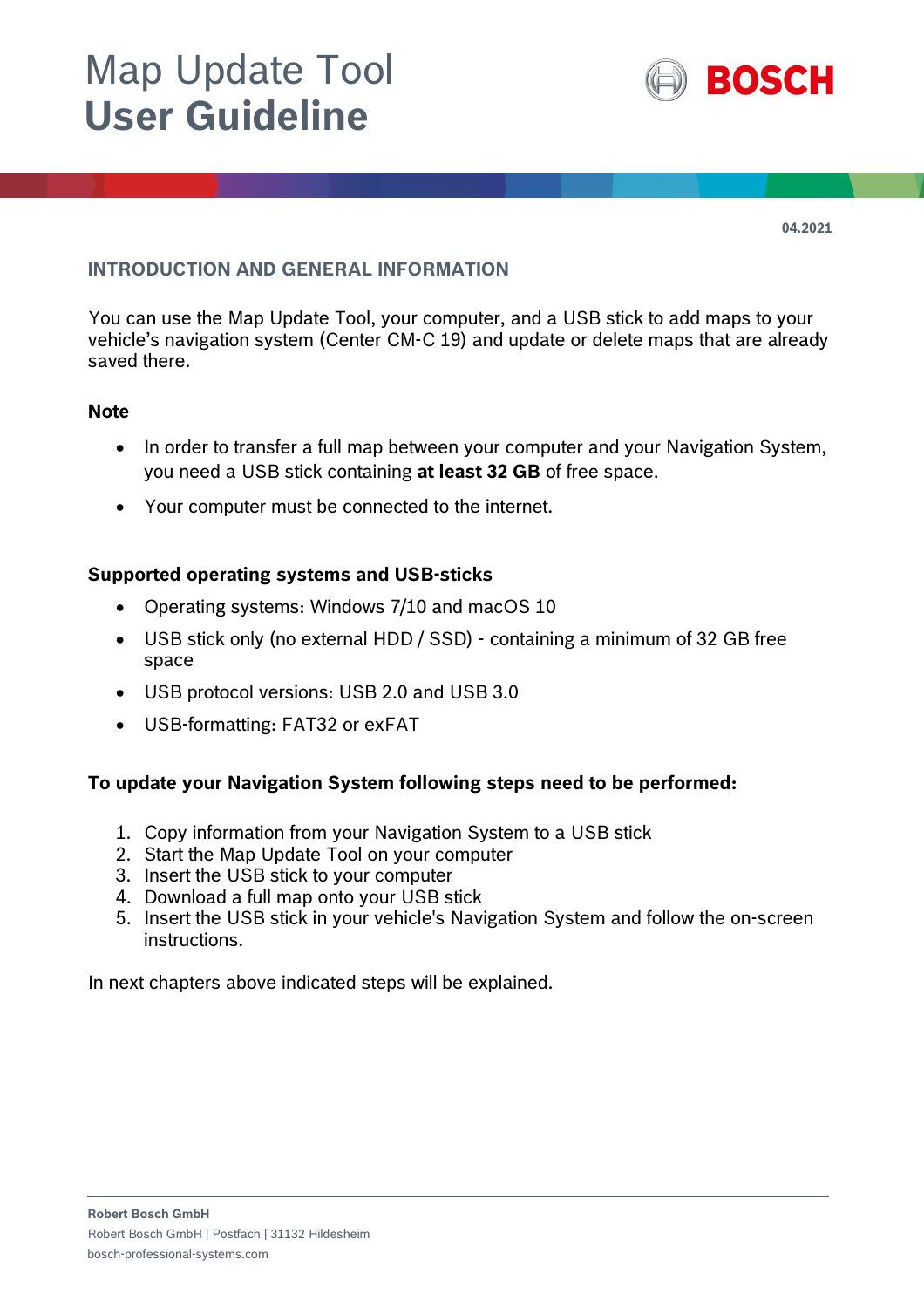# Map Update Tool
# User Guideline

04.2021

## INTRODUCTION AND GENERAL INFORMATION

You can use the Map Update Tool, your computer, and a USB stick to add maps to your vehicle's navigation system (Center CM-C 19) and update or delete maps that are already saved there.

### Note

- In order to transfer a full map between your computer and your Navigation System, you need a USB stick containing **at least 32 GB** of free space.
- Your computer must be connected to the internet.

### Supported operating systems and USB-sticks

- Operating systems: Windows 7/10 and macOS 10
- USB stick only (no external HDD / SSD) - containing a minimum of 32 GB free space
- USB protocol versions: USB 2.0 and USB 3.0
- USB-formatting: FAT32 or exFAT

### To update your Navigation System following steps need to be performed:

1. Copy information from your Navigation System to a USB stick
2. Start the Map Update Tool on your computer
3. Insert the USB stick to your computer
4. Download a full map onto your USB stick
5. Insert the USB stick in your vehicle's Navigation System and follow the on-screen instructions.

In next chapters above indicated steps will be explained.

**Robert Bosch GmbH**
Robert Bosch GmbH | Postfach | 31132 Hildesheim
bosch-professional-systems.com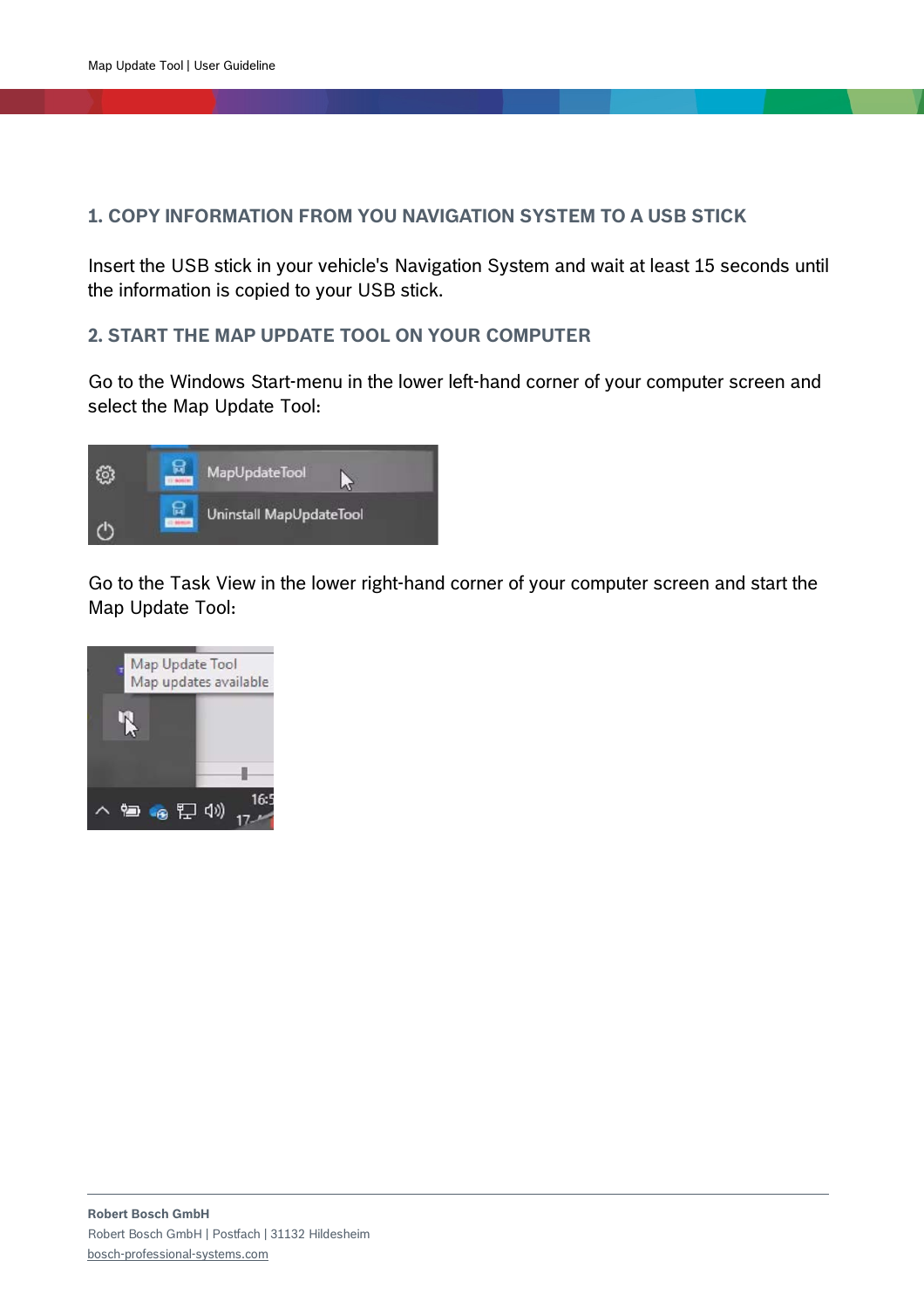## 1. COPY INFORMATION FROM YOU NAVIGATION SYSTEM TO A USB STICK

Insert the USB stick in your vehicle's Navigation System and wait at least 15 seconds until the information is copied to your USB stick.

## 2. START THE MAP UPDATE TOOL ON YOUR COMPUTER

Go to the Windows Start-menu in the lower left-hand corner of your computer screen and select the Map Update Tool:

Go to the Task View in the lower right-hand corner of your computer screen and start the Map Update Tool:

**Robert Bosch GmbH**
Robert Bosch GmbH | Postfach | 31132 Hildesheim
bosch-professional-systems.com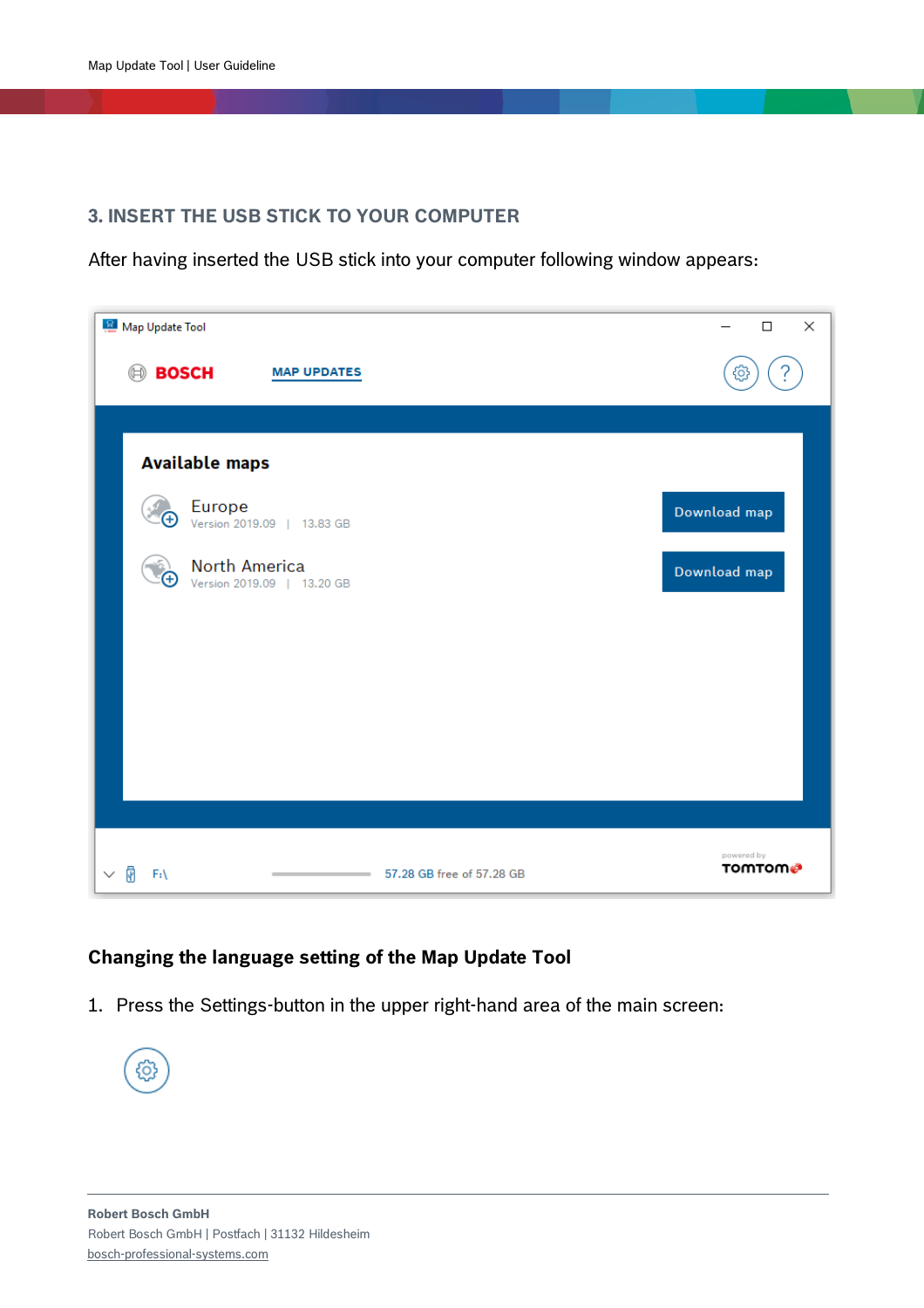## 3. INSERT THE USB STICK TO YOUR COMPUTER

After having inserted the USB stick into your computer following window appears:

### Changing the language setting of the Map Update Tool

1. Press the Settings-button in the upper right-hand area of the main screen:

**Robert Bosch GmbH**
Robert Bosch GmbH | Postfach | 31132 Hildesheim
bosch-professional-systems.com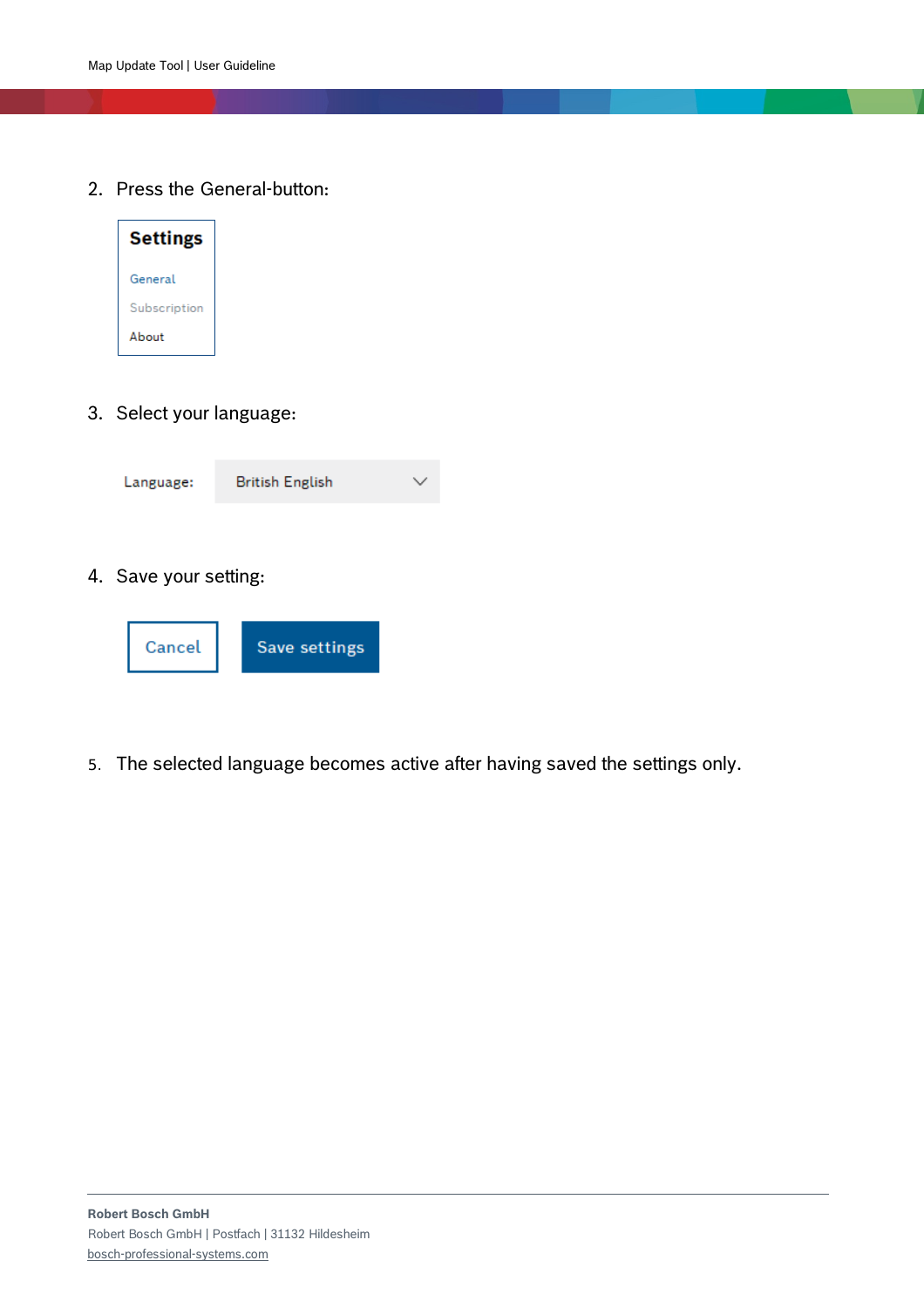2. Press the General-button:

**Settings**

General

Subscription

About

3. Select your language:

Language: British English

4. Save your setting:

Cancel | Save settings

5. The selected language becomes active after having saved the settings only.

**Robert Bosch GmbH**
Robert Bosch GmbH | Postfach | 31132 Hildesheim
bosch-professional-systems.com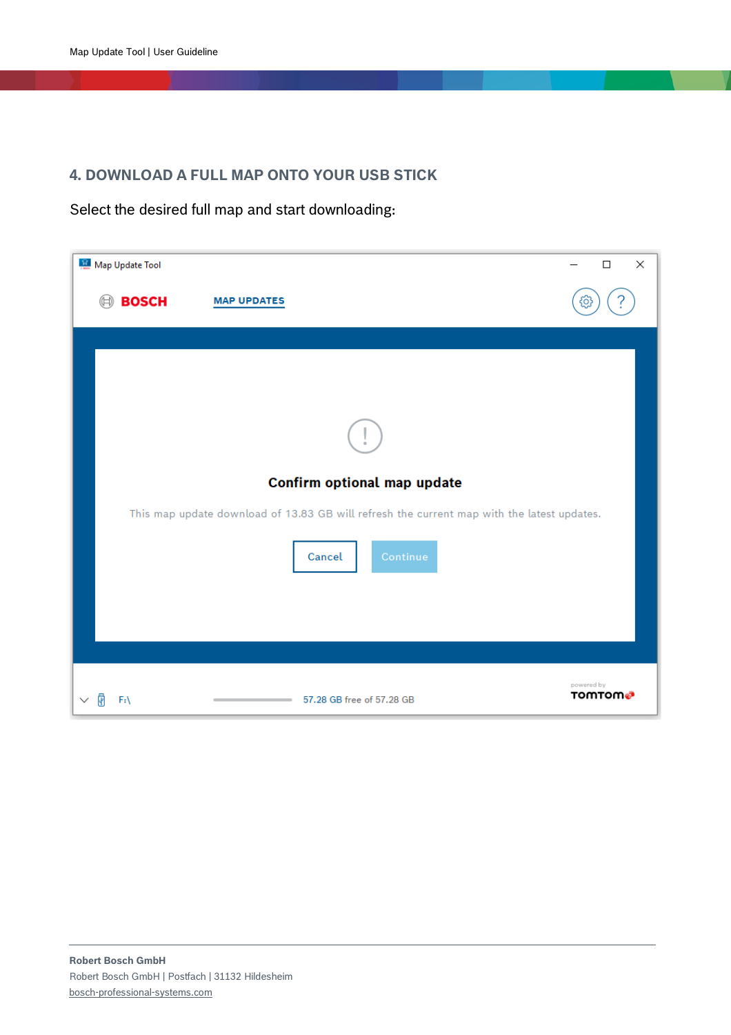## 4. DOWNLOAD A FULL MAP ONTO YOUR USB STICK

Select the desired full map and start downloading:

Map Update Tool

BOSCH MAP UPDATES

Confirm optional map update

This map update download of 13.83 GB will refresh the current map with the latest updates.

Cancel Continue

F:\ 57.28 GB free of 57.28 GB

powered by TOMTOM

**Robert Bosch GmbH**
Robert Bosch GmbH | Postfach | 31132 Hildesheim
bosch-professional-systems.com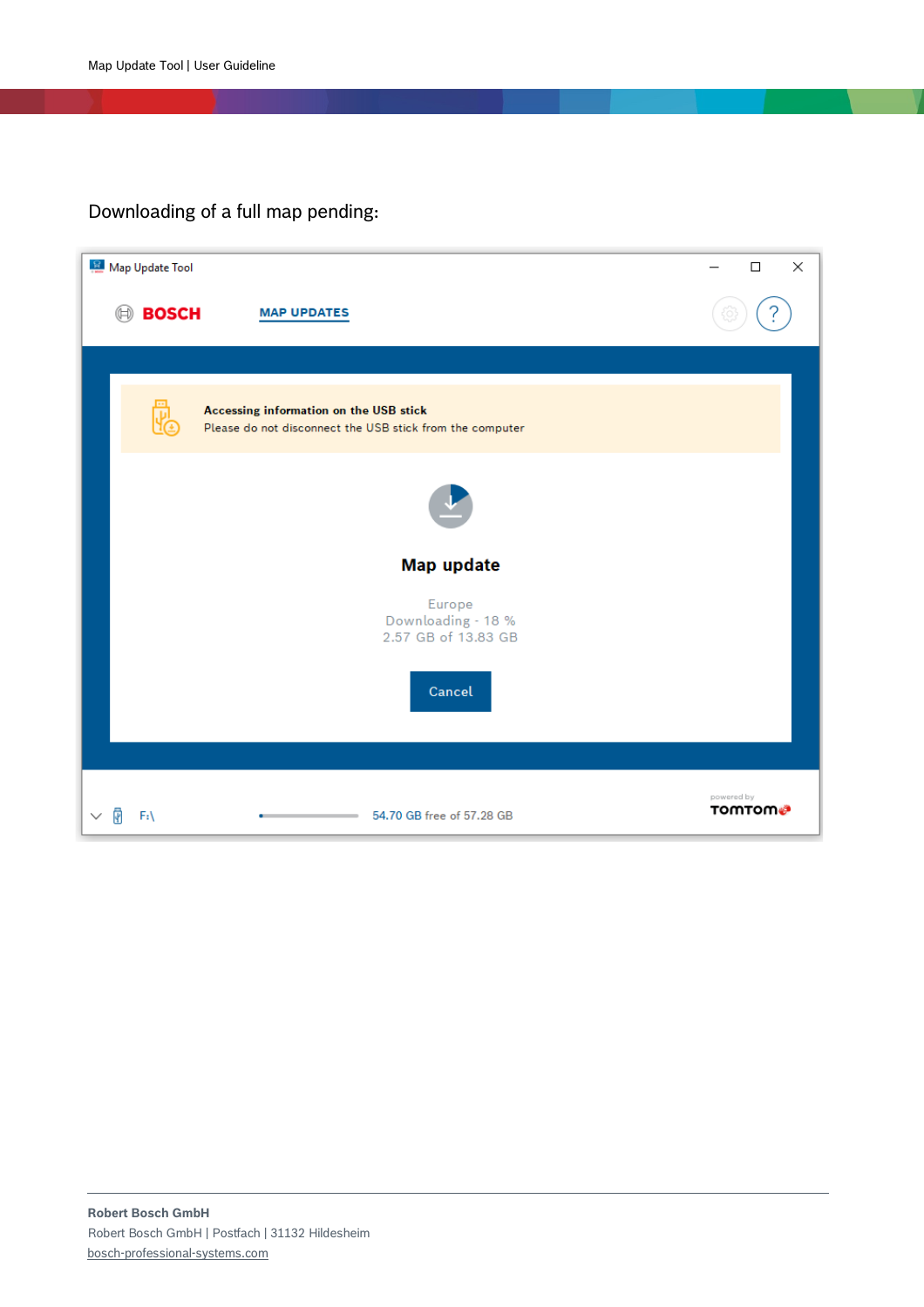Downloading of a full map pending:

Map Update Tool

BOSCH MAP UPDATES

**Accessing information on the USB stick**
Please do not disconnect the USB stick from the computer

**Map update**

Europe
Downloading - 18 %
2.57 GB of 13.83 GB

Cancel

F:\ 54.70 GB free of 57.28 GB

powered by TOMTOM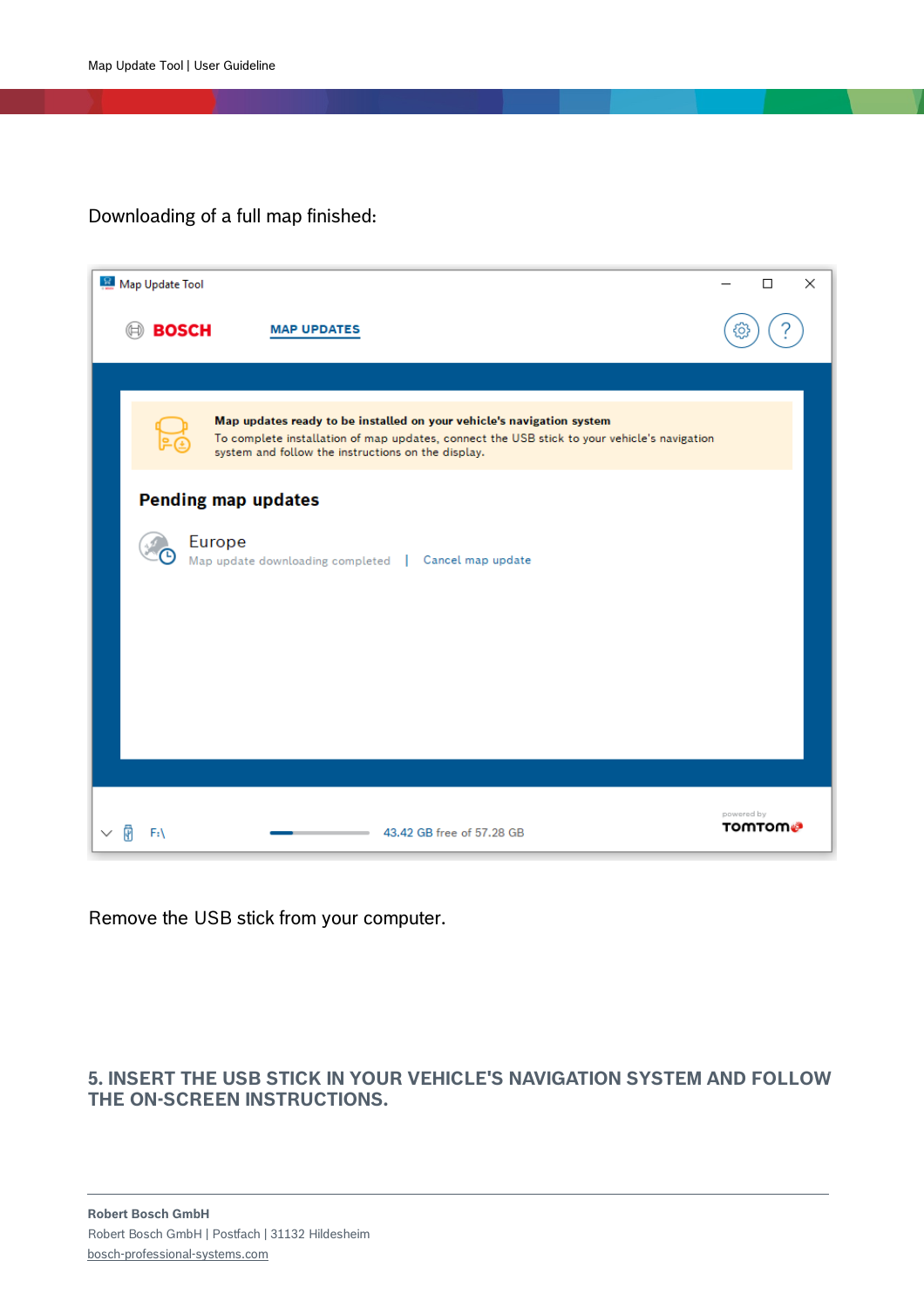Downloading of a full map finished:

Remove the USB stick from your computer.

## 5. INSERT THE USB STICK IN YOUR VEHICLE'S NAVIGATION SYSTEM AND FOLLOW THE ON-SCREEN INSTRUCTIONS.

**Robert Bosch GmbH**
Robert Bosch GmbH | Postfach | 31132 Hildesheim
bosch-professional-systems.com